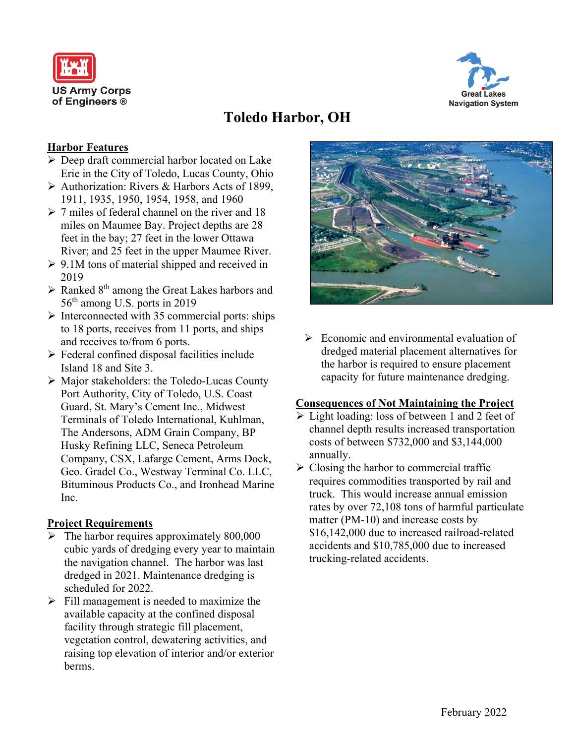US Army Corps of Engineers ®

Great Lakes Navigation System

# Toledo Harbor, OH

## Harbor Features

- Deep draft commercial harbor located on Lake Erie in the City of Toledo, Lucas County, Ohio
- Authorization: Rivers & Harbors Acts of 1899, 1911, 1935, 1950, 1954, 1958, and 1960
- 7 miles of federal channel on the river and 18 miles on Maumee Bay. Project depths are 28 feet in the bay; 27 feet in the lower Ottawa River; and 25 feet in the upper Maumee River.
- 9.1M tons of material shipped and received in 2019
- Ranked 8th among the Great Lakes harbors and 56th among U.S. ports in 2019
- Interconnected with 35 commercial ports: ships to 18 ports, receives from 11 ports, and ships and receives to/from 6 ports.
- Federal confined disposal facilities include Island 18 and Site 3.
- Major stakeholders: the Toledo-Lucas County Port Authority, City of Toledo, U.S. Coast Guard, St. Mary's Cement Inc., Midwest Terminals of Toledo International, Kuhlman, The Andersons, ADM Grain Company, BP Husky Refining LLC, Seneca Petroleum Company, CSX, Lafarge Cement, Arms Dock, Geo. Gradel Co., Westway Terminal Co. LLC, Bituminous Products Co., and Ironhead Marine Inc.

## Project Requirements

- The harbor requires approximately 800,000 cubic yards of dredging every year to maintain the navigation channel. The harbor was last dredged in 2021. Maintenance dredging is scheduled for 2022.
- Fill management is needed to maximize the available capacity at the confined disposal facility through strategic fill placement, vegetation control, dewatering activities, and raising top elevation of interior and/or exterior berms.
- Economic and environmental evaluation of dredged material placement alternatives for the harbor is required to ensure placement capacity for future maintenance dredging.

## Consequences of Not Maintaining the Project

- Light loading: loss of between 1 and 2 feet of channel depth results increased transportation costs of between $732,000 and $3,144,000 annually.
- Closing the harbor to commercial traffic requires commodities transported by rail and truck. This would increase annual emission rates by over 72,108 tons of harmful particulate matter (PM-10) and increase costs by $16,142,000 due to increased railroad-related accidents and $10,785,000 due to increased trucking-related accidents.

February 2022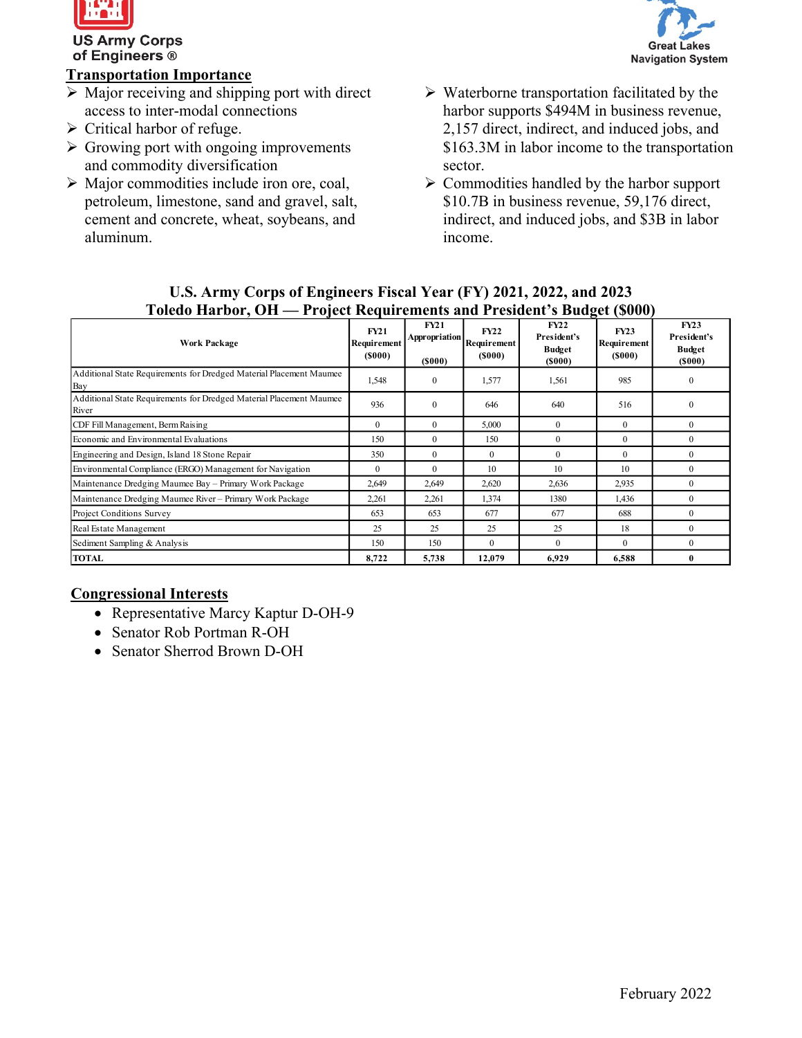## Transportation Importance

- Major receiving and shipping port with direct access to inter-modal connections
- Critical harbor of refuge.
- Growing port with ongoing improvements and commodity diversification
- Major commodities include iron ore, coal, petroleum, limestone, sand and gravel, salt, cement and concrete, wheat, soybeans, and aluminum.
- Waterborne transportation facilitated by the harbor supports $494M in business revenue, 2,157 direct, indirect, and induced jobs, and $163.3M in labor income to the transportation sector.
- Commodities handled by the harbor support $10.7B in business revenue, 59,176 direct, indirect, and induced jobs, and $3B in labor income.

**U.S. Army Corps of Engineers Fiscal Year (FY) 2021, 2022, and 2023**
**Toledo Harbor, OH — Project Requirements and President's Budget ($000)**

| Work Package | FY21 Requirement ($000) | FY21 Appropriation ($000) | FY22 Requirement ($000) | FY22 President's Budget ($000) | FY23 Requirement ($000) | FY23 President's Budget ($000) |
|---|---|---|---|---|---|---|
| Additional State Requirements for Dredged Material Placement Maumee Bay | 1,548 | 0 | 1,577 | 1,561 | 985 | 0 |
| Additional State Requirements for Dredged Material Placement Maumee River | 936 | 0 | 646 | 640 | 516 | 0 |
| CDF Fill Management, Berm Raising | 0 | 0 | 5,000 | 0 | 0 | 0 |
| Economic and Environmental Evaluations | 150 | 0 | 150 | 0 | 0 | 0 |
| Engineering and Design, Island 18 Stone Repair | 350 | 0 | 0 | 0 | 0 | 0 |
| Environmental Compliance (ERGO) Management for Navigation | 0 | 0 | 10 | 10 | 10 | 0 |
| Maintenance Dredging Maumee Bay – Primary Work Package | 2,649 | 2,649 | 2,620 | 2,636 | 2,935 | 0 |
| Maintenance Dredging Maumee River – Primary Work Package | 2,261 | 2,261 | 1,374 | 1380 | 1,436 | 0 |
| Project Conditions Survey | 653 | 653 | 677 | 677 | 688 | 0 |
| Real Estate Management | 25 | 25 | 25 | 25 | 18 | 0 |
| Sediment Sampling & Analysis | 150 | 150 | 0 | 0 | 0 | 0 |
| **TOTAL** | **8,722** | **5,738** | **12,079** | **6,929** | **6,588** | **0** |

## Congressional Interests

- Representative Marcy Kaptur D-OH-9
- Senator Rob Portman R-OH
- Senator Sherrod Brown D-OH

February 2022